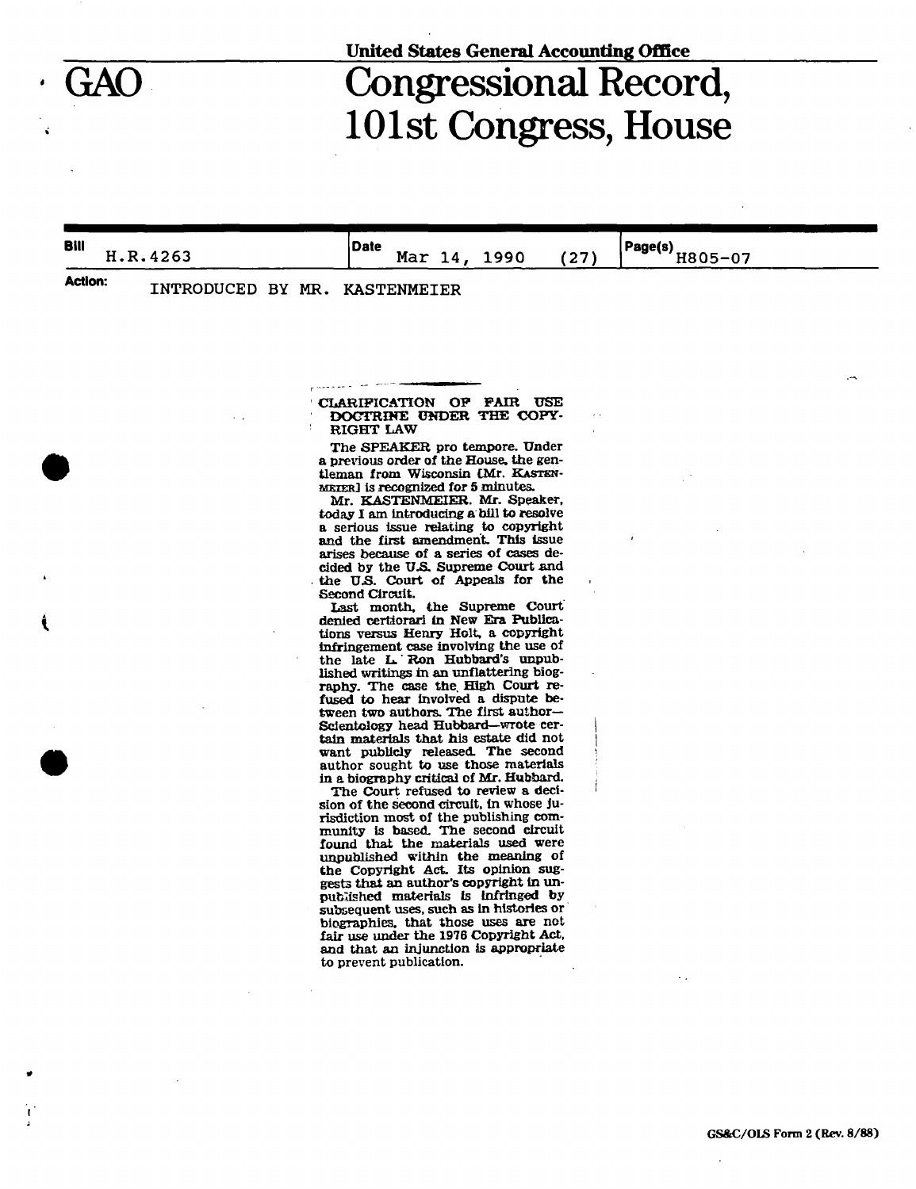United States General Accounting Office

# GAO Congressional Record, 101st Congress, House

**Bill** H.R.4263 | **Date** Mar 14, 1990 (27) | **Page(s)** H805-07

**Action:** INTRODUCED BY MR. KASTENMEIER

## CLARIFICATION OF FAIR USE DOCTRINE UNDER THE COPYRIGHT LAW

The SPEAKER pro tempore. Under a previous order of the House, the gentleman from Wisconsin [Mr. KASTENMEIER] is recognized for 5 minutes.

Mr. KASTENMEIER. Mr. Speaker, today I am introducing a bill to resolve a serious issue relating to copyright and the first amendment. This issue arises because of a series of cases decided by the U.S. Supreme Court and the U.S. Court of Appeals for the Second Circuit.

Last month, the Supreme Court denied certiorari in New Era Publications versus Henry Holt, a copyright infringement case involving the use of the late L. Ron Hubbard's unpublished writings in an unflattering biography. The case the High Court refused to hear involved a dispute between two authors. The first author—Scientology head Hubbard—wrote certain materials that his estate did not want publicly released. The second author sought to use those materials in a biography critical of Mr. Hubbard.

The Court refused to review a decision of the second circuit, in whose jurisdiction most of the publishing community is based. The second circuit found that the materials used were unpublished within the meaning of the Copyright Act. Its opinion suggests that an author's copyright in unpublished materials is infringed by subsequent uses, such as in histories or biographies, that those uses are not fair use under the 1976 Copyright Act, and that an injunction is appropriate to prevent publication.

GS&C/OLS Form 2 (Rev. 8/88)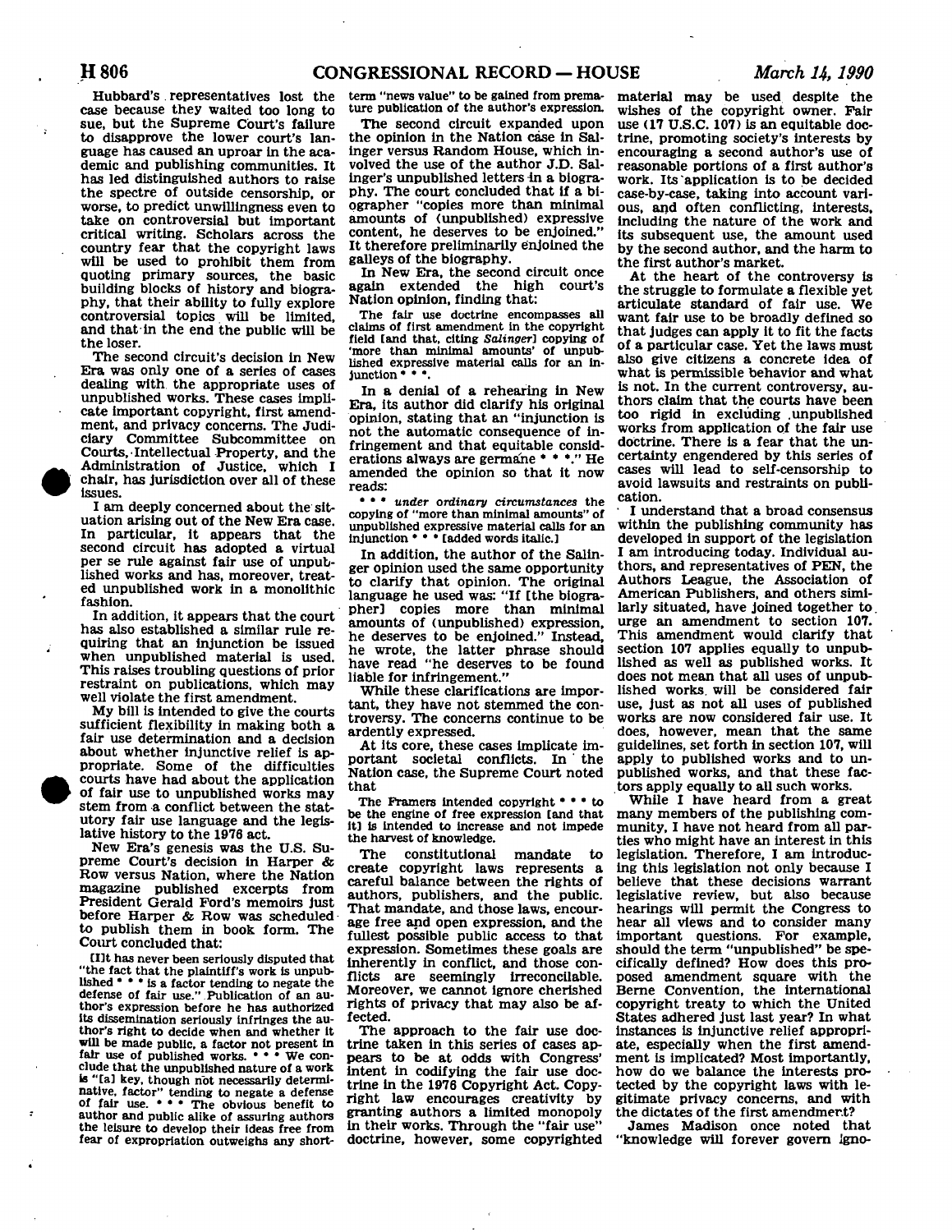Hubbard's representatives lost the case because they waited too long to sue, but the Supreme Court's failure to disapprove the lower court's language has caused an uproar in the academic and publishing communities. It has led distinguished authors to raise the spectre of outside censorship, or worse, to predict unwillingness even to take on controversial but important critical writing. Scholars across the country fear that the copyright laws will be used to prohibit them from quoting primary sources, the basic building blocks of history and biography, that their ability to fully explore controversial topics will be limited, and that in the end the public will be the loser.

The second circuit's decision in New Era was only one of a series of cases dealing with the appropriate uses of unpublished works. These cases implicate important copyright, first amendment, and privacy concerns. The Judiciary Committee Subcommittee on Courts, Intellectual Property, and the Administration of Justice, which I chair, has jurisdiction over all of these issues.

I am deeply concerned about the situation arising out of the New Era case. In particular, it appears that the second circuit has adopted a virtual per se rule against fair use of unpublished works and has, moreover, treated unpublished work in a monolithic fashion.

In addition, it appears that the court has also established a similar rule requiring that an injunction be issued when unpublished material is used. This raises troubling questions of prior restraint on publications, which may well violate the first amendment.

My bill is intended to give the courts sufficient flexibility in making both a fair use determination and a decision about whether injunctive relief is appropriate. Some of the difficulties courts have had about the application of fair use to unpublished works may stem from a conflict between the statutory fair use language and the legislative history to the 1976 act.

New Era's genesis was the U.S. Supreme Court's decision in Harper & Row versus Nation, where the Nation magazine published excerpts from President Gerald Ford's memoirs just before Harper & Row was scheduled to publish them in book form. The Court concluded that:

> [I]t has never been seriously disputed that "the fact that the plaintiff's work is unpublished * * * is a factor tending to negate the defense of fair use." Publication of an author's expression before he has authorized its dissemination seriously infringes the author's right to decide when and whether it will be made public, a factor not present in fair use of published works. * * * We conclude that the unpublished nature of a work is "[a] key, though not necessarily determinative, factor" tending to negate a defense of fair use. * * * The obvious benefit to author and public alike of assuring authors the leisure to develop their ideas free from fear of expropriation outweighs any short-term "news value" to be gained from premature publication of the author's expression.

The second circuit expanded upon the opinion in the Nation case in Salinger versus Random House, which involved the use of the author J.D. Salinger's unpublished letters in a biography. The court concluded that if a biographer "copies more than minimal amounts of (unpublished) expressive content, he deserves to be enjoined." It therefore preliminarily enjoined the galleys of the biography.

In New Era, the second circuit once again extended the high court's Nation opinion, finding that:

> The fair use doctrine encompasses all claims of first amendment in the copyright field [and that, citing *Salinger*] copying of 'more than minimal amounts' of unpublished expressive material calls for an injunction * * *.

In a denial of a rehearing in New Era, its author did clarify his original opinion, stating that an "injunction is not the automatic consequence of infringement and that equitable considerations always are germane * * *." He amended the opinion so that it now reads:

> * * * *under ordinary circumstances* the copying of "more than minimal amounts" of unpublished expressive material calls for an injunction * * * [added words italic.]

In addition, the author of the Salinger opinion used the same opportunity to clarify that opinion. The original language he used was: "If [the biographer] copies more than minimal amounts of (unpublished) expression, he deserves to be enjoined." Instead, he wrote, the latter phrase should have read "he deserves to be found liable for infringement."

While these clarifications are important, they have not stemmed the controversy. The concerns continue to be ardently expressed.

At its core, these cases implicate important societal conflicts. In the Nation case, the Supreme Court noted that

> The Framers intended copyright * * * to be the engine of free expression [and that it] is intended to increase and not impede the harvest of knowledge.

The constitutional mandate to create copyright laws represents a careful balance between the rights of authors, publishers, and the public. That mandate, and those laws, encourage free and open expression, and the fullest possible public access to that expression. Sometimes these goals are inherently in conflict, and those conflicts are seemingly irreconcilable. Moreover, we cannot ignore cherished rights of privacy that may also be affected.

The approach to the fair use doctrine taken in this series of cases appears to be at odds with Congress' intent in codifying the fair use doctrine in the 1976 Copyright Act. Copyright law encourages creativity by granting authors a limited monopoly in their works. Through the "fair use" doctrine, however, some copyrighted material may be used despite the wishes of the copyright owner. Fair use (17 U.S.C. 107) is an equitable doctrine, promoting society's interests by encouraging a second author's use of reasonable portions of a first author's work. Its application is to be decided case-by-case, taking into account various, and often conflicting, interests, including the nature of the work and its subsequent use, the amount used by the second author, and the harm to the first author's market.

At the heart of the controversy is the struggle to formulate a flexible yet articulate standard of fair use. We want fair use to be broadly defined so that judges can apply it to fit the facts of a particular case. Yet the laws must also give citizens a concrete idea of what is permissible behavior and what is not. In the current controversy, authors claim that the courts have been too rigid in excluding unpublished works from application of the fair use doctrine. There is a fear that the uncertainty engendered by this series of cases will lead to self-censorship to avoid lawsuits and restraints on publication.

I understand that a broad consensus within the publishing community has developed in support of the legislation I am introducing today. Individual authors, and representatives of PEN, the Authors League, the Association of American Publishers, and others similarly situated, have joined together to urge an amendment to section 107. This amendment would clarify that section 107 applies equally to unpublished as well as published works. It does not mean that all uses of unpublished works will be considered fair use, just as not all uses of published works are now considered fair use. It does, however, mean that the same guidelines, set forth in section 107, will apply to published works and to unpublished works, and that these factors apply equally to all such works.

While I have heard from a great many members of the publishing community, I have not heard from all parties who might have an interest in this legislation. Therefore, I am introducing this legislation not only because I believe that these decisions warrant legislative review, but also because hearings will permit the Congress to hear all views and to consider many important questions. For example, should the term "unpublished" be specifically defined? How does this proposed amendment square with the Berne Convention, the international copyright treaty to which the United States adhered just last year? In what instances is injunctive relief appropriate, especially when the first amendment is implicated? Most importantly, how do we balance the interests protected by the copyright laws with legitimate privacy concerns, and with the dictates of the first amendment?

James Madison once noted that "knowledge will forever govern igno-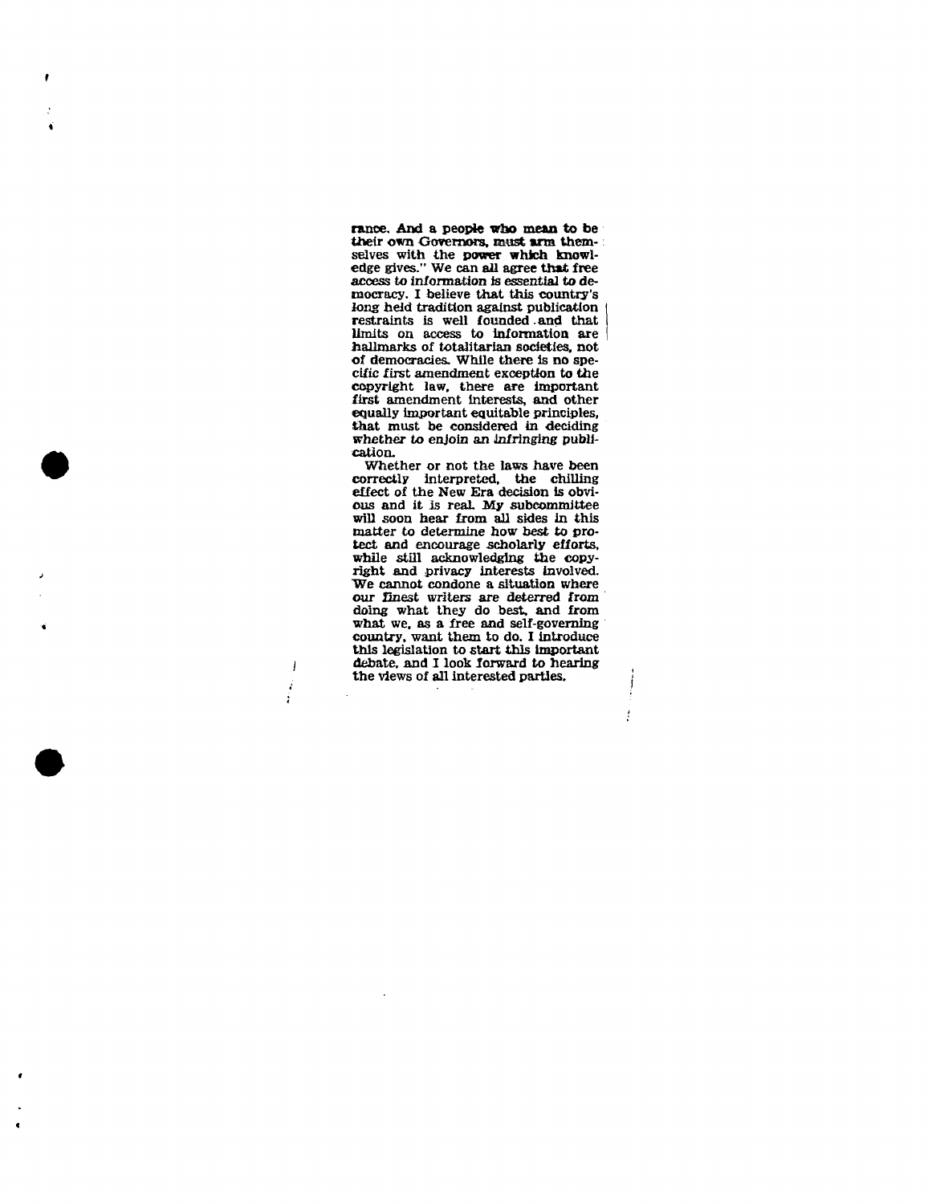rance. And a people who mean to be their own Governors, must arm themselves with the power which knowledge gives." We can all agree that free access to information is essential to democracy. I believe that this country's long held tradition against publication restraints is well founded and that limits on access to information are hallmarks of totalitarian societies, not of democracies. While there is no specific first amendment exception to the copyright law, there are important first amendment interests, and other equally important equitable principles, that must be considered in deciding whether to enjoin an infringing publication.

Whether or not the laws have been correctly interpreted, the chilling effect of the New Era decision is obvious and it is real. My subcommittee will soon hear from all sides in this matter to determine how best to protect and encourage scholarly efforts, while still acknowledging the copyright and privacy interests involved. We cannot condone a situation where our finest writers are deterred from doing what they do best, and from what we, as a free and self-governing country, want them to do. I introduce this legislation to start this important debate, and I look forward to hearing the views of all interested parties.